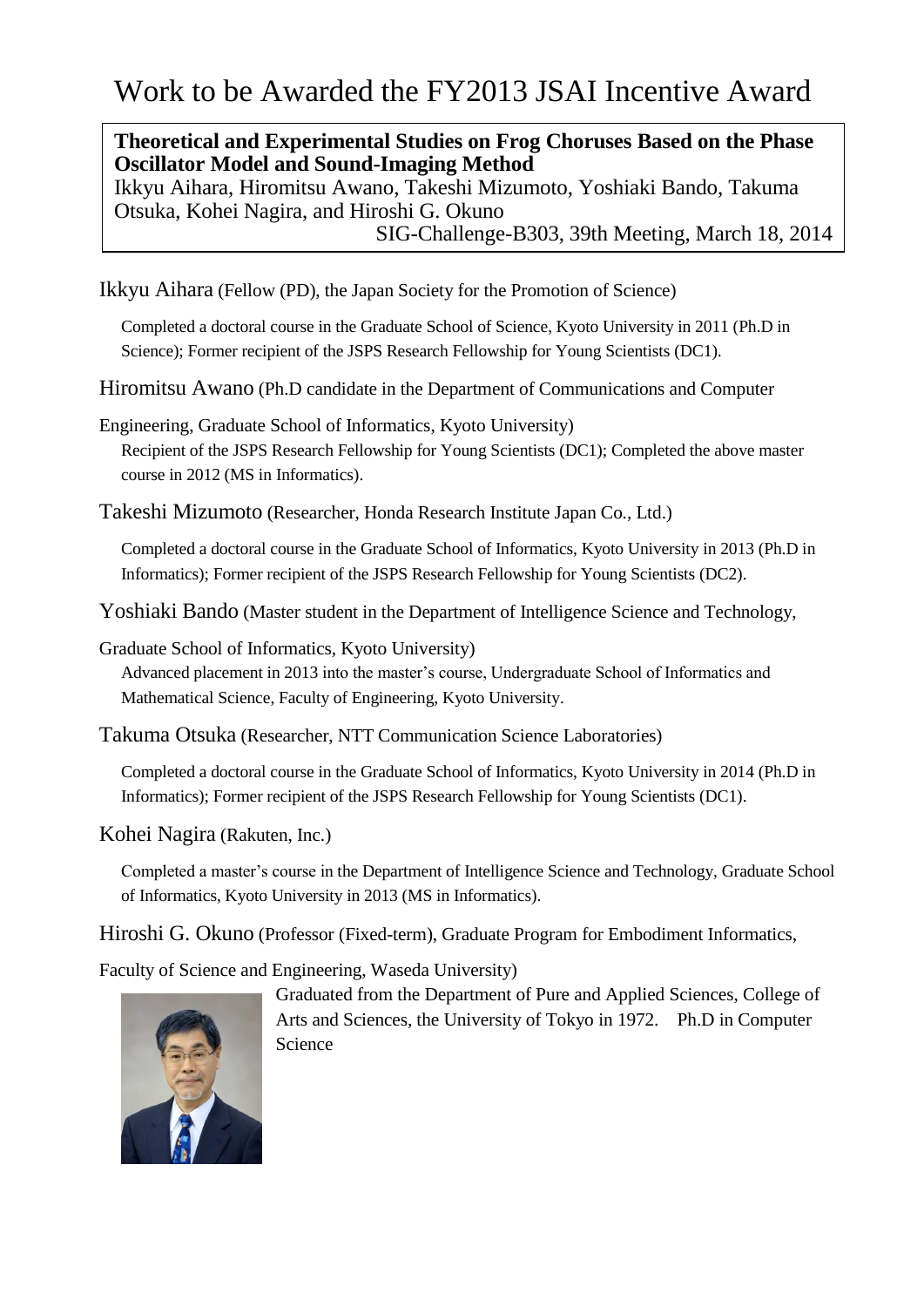# Work to be Awarded the FY2013 JSAI Incentive Award

**Theoretical and Experimental Studies on Frog Choruses Based on the Phase Oscillator Model and Sound-Imaging Method**
Ikkyu Aihara, Hiromitsu Awano, Takeshi Mizumoto, Yoshiaki Bando, Takuma Otsuka, Kohei Nagira, and Hiroshi G. Okuno
SIG-Challenge-B303, 39th Meeting, March 18, 2014

Ikkyu Aihara (Fellow (PD), the Japan Society for the Promotion of Science)

Completed a doctoral course in the Graduate School of Science, Kyoto University in 2011 (Ph.D in Science); Former recipient of the JSPS Research Fellowship for Young Scientists (DC1).

Hiromitsu Awano (Ph.D candidate in the Department of Communications and Computer Engineering, Graduate School of Informatics, Kyoto University)

Recipient of the JSPS Research Fellowship for Young Scientists (DC1); Completed the above master course in 2012 (MS in Informatics).

Takeshi Mizumoto (Researcher, Honda Research Institute Japan Co., Ltd.)

Completed a doctoral course in the Graduate School of Informatics, Kyoto University in 2013 (Ph.D in Informatics); Former recipient of the JSPS Research Fellowship for Young Scientists (DC2).

Yoshiaki Bando (Master student in the Department of Intelligence Science and Technology, Graduate School of Informatics, Kyoto University)

Advanced placement in 2013 into the master's course, Undergraduate School of Informatics and Mathematical Science, Faculty of Engineering, Kyoto University.

Takuma Otsuka (Researcher, NTT Communication Science Laboratories)

Completed a doctoral course in the Graduate School of Informatics, Kyoto University in 2014 (Ph.D in Informatics); Former recipient of the JSPS Research Fellowship for Young Scientists (DC1).

Kohei Nagira (Rakuten, Inc.)

Completed a master's course in the Department of Intelligence Science and Technology, Graduate School of Informatics, Kyoto University in 2013 (MS in Informatics).

Hiroshi G. Okuno (Professor (Fixed-term), Graduate Program for Embodiment Informatics, Faculty of Science and Engineering, Waseda University)

Graduated from the Department of Pure and Applied Sciences, College of Arts and Sciences, the University of Tokyo in 1972. Ph.D in Computer Science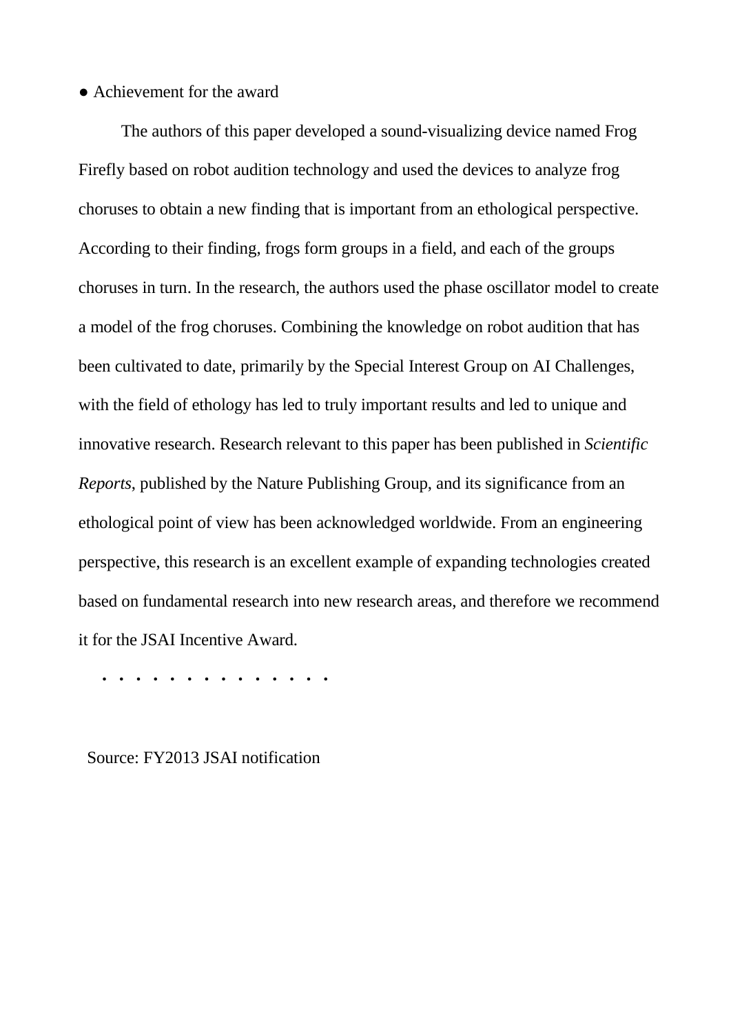● Achievement for the award

The authors of this paper developed a sound-visualizing device named Frog Firefly based on robot audition technology and used the devices to analyze frog choruses to obtain a new finding that is important from an ethological perspective. According to their finding, frogs form groups in a field, and each of the groups choruses in turn. In the research, the authors used the phase oscillator model to create a model of the frog choruses. Combining the knowledge on robot audition that has been cultivated to date, primarily by the Special Interest Group on AI Challenges, with the field of ethology has led to truly important results and led to unique and innovative research. Research relevant to this paper has been published in *Scientific Reports*, published by the Nature Publishing Group, and its significance from an ethological point of view has been acknowledged worldwide. From an engineering perspective, this research is an excellent example of expanding technologies created based on fundamental research into new research areas, and therefore we recommend it for the JSAI Incentive Award.

. . . . . . . . . . . . . . .

Source: FY2013 JSAI notification